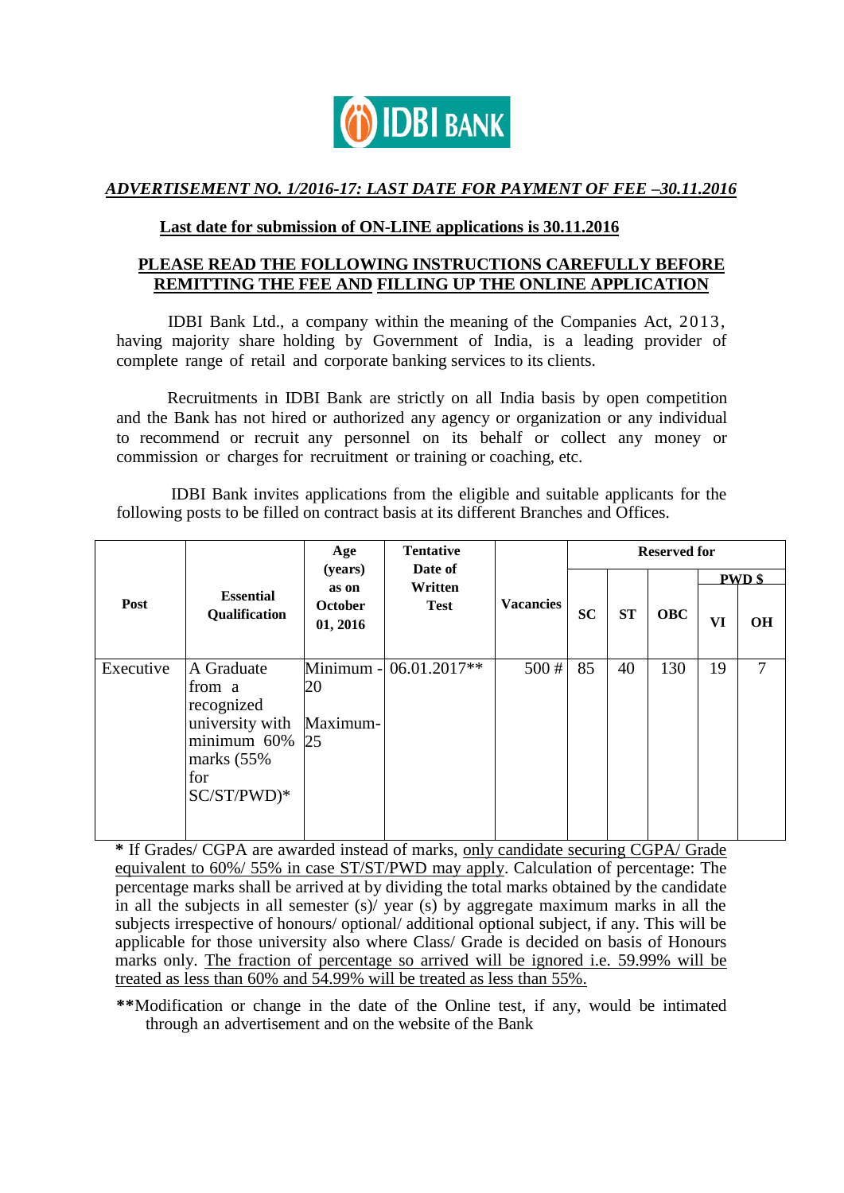IDBI BANK

***ADVERTISEMENT NO. 1/2016-17: LAST DATE FOR PAYMENT OF FEE –30.11.2016***

**Last date for submission of ON-LINE applications is 30.11.2016**

**PLEASE READ THE FOLLOWING INSTRUCTIONS CAREFULLY BEFORE REMITTING THE FEE AND FILLING UP THE ONLINE APPLICATION**

IDBI Bank Ltd., a company within the meaning of the Companies Act, 2013, having majority share holding by Government of India, is a leading provider of complete range of retail and corporate banking services to its clients.

Recruitments in IDBI Bank are strictly on all India basis by open competition and the Bank has not hired or authorized any agency or organization or any individual to recommend or recruit any personnel on its behalf or collect any money or commission or charges for recruitment or training or coaching, etc.

IDBI Bank invites applications from the eligible and suitable applicants for the following posts to be filled on contract basis at its different Branches and Offices.

| Post | Essential Qualification | Age (years) as on October 01, 2016 | Tentative Date of Written Test | Vacancies | Reserved for | | | | |
|---|---|---|---|---|---|---|---|---|---|
| | | | | | SC | ST | OBC | PWD $ | |
| | | | | | | | | VI | OH |
| Executive | A Graduate from a recognized university with minimum 60% marks (55% for SC/ST/PWD)* | Minimum - 20<br>Maximum- 25 | 06.01.2017** | 500 # | 85 | 40 | 130 | 19 | 7 |

**\*** If Grades/ CGPA are awarded instead of marks, only candidate securing CGPA/ Grade equivalent to 60%/ 55% in case ST/ST/PWD may apply. Calculation of percentage: The percentage marks shall be arrived at by dividing the total marks obtained by the candidate in all the subjects in all semester (s)/ year (s) by aggregate maximum marks in all the subjects irrespective of honours/ optional/ additional optional subject, if any. This will be applicable for those university also where Class/ Grade is decided on basis of Honours marks only. The fraction of percentage so arrived will be ignored i.e. 59.99% will be treated as less than 60% and 54.99% will be treated as less than 55%.

**\*\***Modification or change in the date of the Online test, if any, would be intimated through an advertisement and on the website of the Bank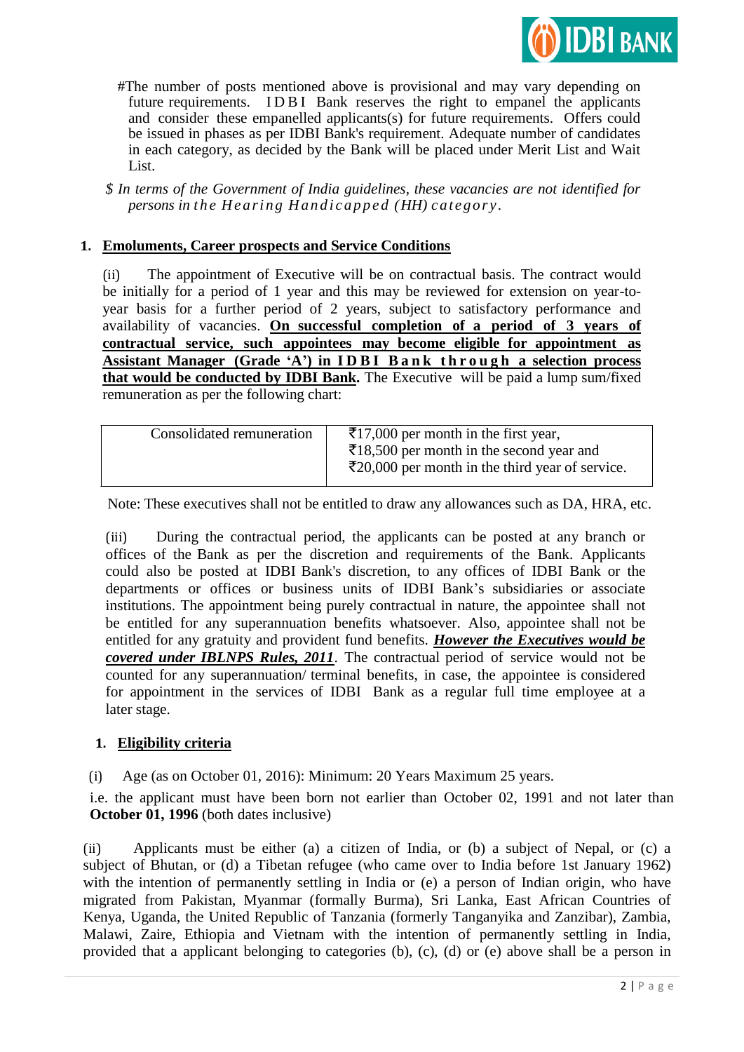#The number of posts mentioned above is provisional and may vary depending on future requirements. IDBI Bank reserves the right to empanel the applicants and consider these empanelled applicants(s) for future requirements. Offers could be issued in phases as per IDBI Bank's requirement. Adequate number of candidates in each category, as decided by the Bank will be placed under Merit List and Wait List.

*$ In terms of the Government of India guidelines, these vacancies are not identified for persons in the Hearing Handicapped (HH) category.*

## 1. Emoluments, Career prospects and Service Conditions

(ii) The appointment of Executive will be on contractual basis. The contract would be initially for a period of 1 year and this may be reviewed for extension on year-to-year basis for a further period of 2 years, subject to satisfactory performance and availability of vacancies. **On successful completion of a period of 3 years of contractual service, such appointees may become eligible for appointment as Assistant Manager (Grade 'A') in IDBI Bank through a selection process that would be conducted by IDBI Bank.** The Executive will be paid a lump sum/fixed remuneration as per the following chart:

| Consolidated remuneration | ₹17,000 per month in the first year,<br>₹18,500 per month in the second year and<br>₹20,000 per month in the third year of service. |
|---|---|

Note: These executives shall not be entitled to draw any allowances such as DA, HRA, etc.

(iii) During the contractual period, the applicants can be posted at any branch or offices of the Bank as per the discretion and requirements of the Bank. Applicants could also be posted at IDBI Bank's discretion, to any offices of IDBI Bank or the departments or offices or business units of IDBI Bank's subsidiaries or associate institutions. The appointment being purely contractual in nature, the appointee shall not be entitled for any superannuation benefits whatsoever. Also, appointee shall not be entitled for any gratuity and provident fund benefits. ***However the Executives would be covered under IBLNPS Rules, 2011***. The contractual period of service would not be counted for any superannuation/ terminal benefits, in case, the appointee is considered for appointment in the services of IDBI Bank as a regular full time employee at a later stage.

## 1. Eligibility criteria

(i) Age (as on October 01, 2016): Minimum: 20 Years Maximum 25 years.

i.e. the applicant must have been born not earlier than October 02, 1991 and not later than **October 01, 1996** (both dates inclusive)

(ii) Applicants must be either (a) a citizen of India, or (b) a subject of Nepal, or (c) a subject of Bhutan, or (d) a Tibetan refugee (who came over to India before 1st January 1962) with the intention of permanently settling in India or (e) a person of Indian origin, who have migrated from Pakistan, Myanmar (formally Burma), Sri Lanka, East African Countries of Kenya, Uganda, the United Republic of Tanzania (formerly Tanganyika and Zanzibar), Zambia, Malawi, Zaire, Ethiopia and Vietnam with the intention of permanently settling in India, provided that a applicant belonging to categories (b), (c), (d) or (e) above shall be a person in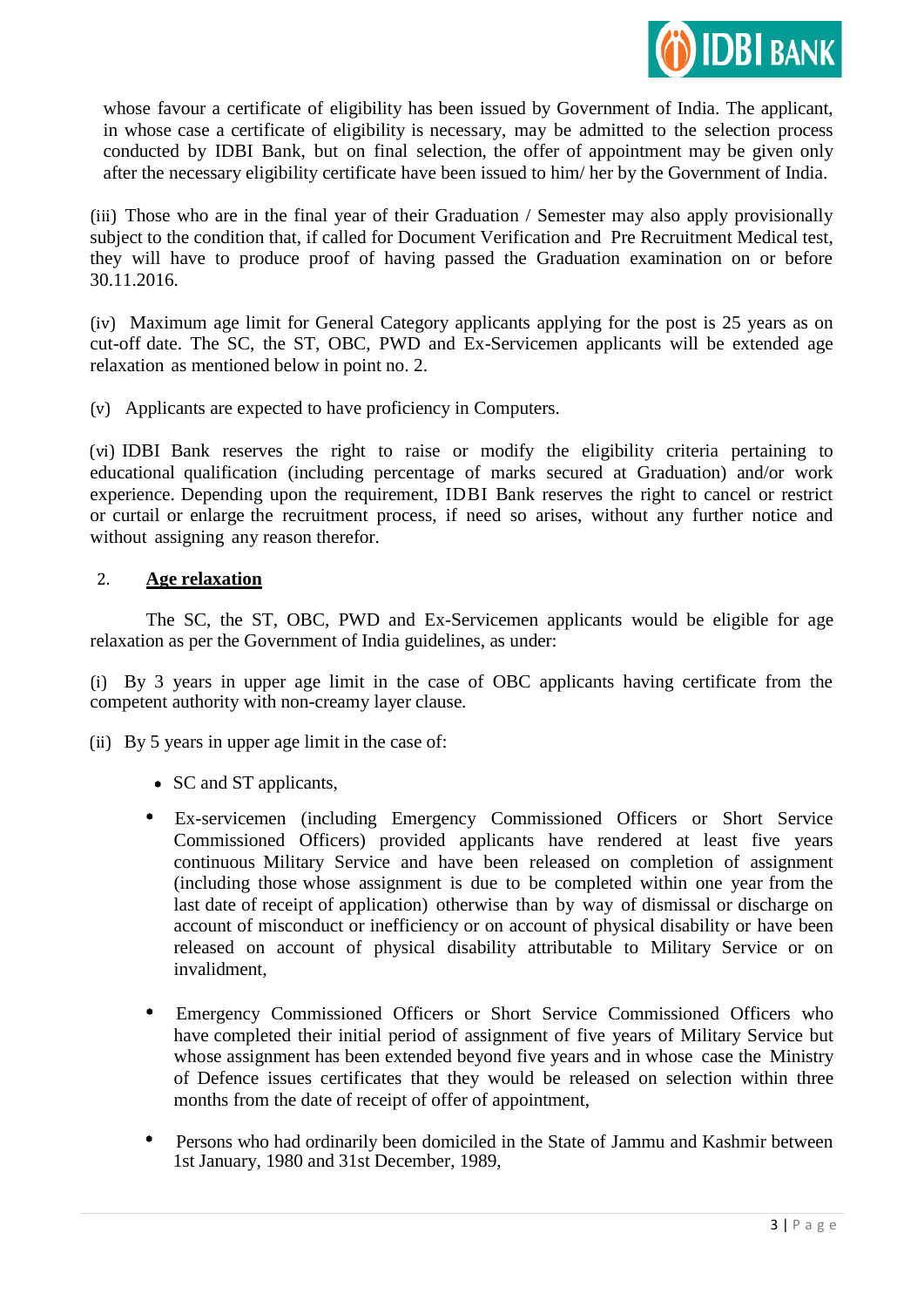whose favour a certificate of eligibility has been issued by Government of India. The applicant, in whose case a certificate of eligibility is necessary, may be admitted to the selection process conducted by IDBI Bank, but on final selection, the offer of appointment may be given only after the necessary eligibility certificate have been issued to him/ her by the Government of India.

(iii) Those who are in the final year of their Graduation / Semester may also apply provisionally subject to the condition that, if called for Document Verification and Pre Recruitment Medical test, they will have to produce proof of having passed the Graduation examination on or before 30.11.2016.

(iv) Maximum age limit for General Category applicants applying for the post is 25 years as on cut-off date. The SC, the ST, OBC, PWD and Ex-Servicemen applicants will be extended age relaxation as mentioned below in point no. 2.

(v) Applicants are expected to have proficiency in Computers.

(vi) IDBI Bank reserves the right to raise or modify the eligibility criteria pertaining to educational qualification (including percentage of marks secured at Graduation) and/or work experience. Depending upon the requirement, IDBI Bank reserves the right to cancel or restrict or curtail or enlarge the recruitment process, if need so arises, without any further notice and without assigning any reason therefor.

2. **Age relaxation**

The SC, the ST, OBC, PWD and Ex-Servicemen applicants would be eligible for age relaxation as per the Government of India guidelines, as under:

(i) By 3 years in upper age limit in the case of OBC applicants having certificate from the competent authority with non-creamy layer clause.

(ii) By 5 years in upper age limit in the case of:

- SC and ST applicants,
- Ex-servicemen (including Emergency Commissioned Officers or Short Service Commissioned Officers) provided applicants have rendered at least five years continuous Military Service and have been released on completion of assignment (including those whose assignment is due to be completed within one year from the last date of receipt of application) otherwise than by way of dismissal or discharge on account of misconduct or inefficiency or on account of physical disability or have been released on account of physical disability attributable to Military Service or on invalidment,
- Emergency Commissioned Officers or Short Service Commissioned Officers who have completed their initial period of assignment of five years of Military Service but whose assignment has been extended beyond five years and in whose case the Ministry of Defence issues certificates that they would be released on selection within three months from the date of receipt of offer of appointment,
- Persons who had ordinarily been domiciled in the State of Jammu and Kashmir between 1st January, 1980 and 31st December, 1989,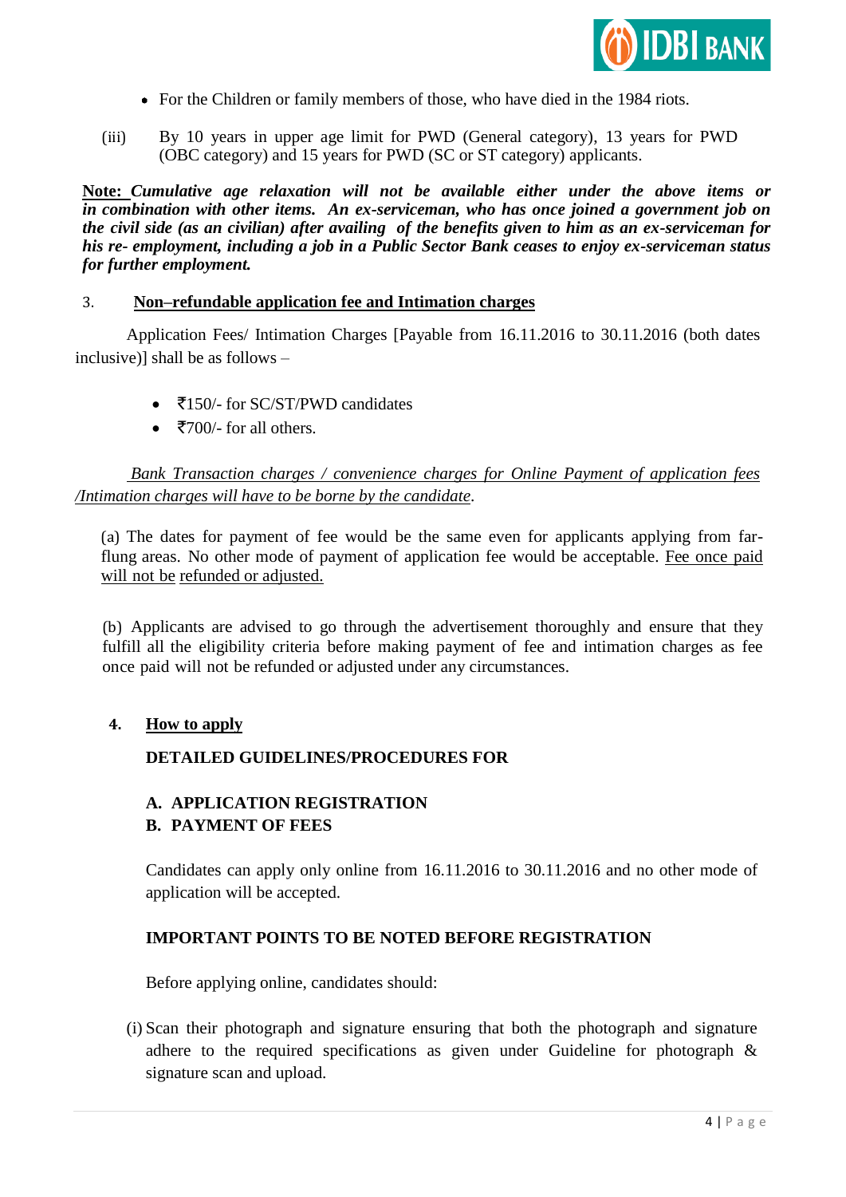- For the Children or family members of those, who have died in the 1984 riots.

(iii) By 10 years in upper age limit for PWD (General category), 13 years for PWD (OBC category) and 15 years for PWD (SC or ST category) applicants.

**Note:** ***Cumulative age relaxation will not be available either under the above items or in combination with other items. An ex-serviceman, who has once joined a government job on the civil side (as an civilian) after availing of the benefits given to him as an ex-serviceman for his re- employment, including a job in a Public Sector Bank ceases to enjoy ex-serviceman status for further employment.***

## 3. Non–refundable application fee and Intimation charges

Application Fees/ Intimation Charges [Payable from 16.11.2016 to 30.11.2016 (both dates inclusive)] shall be as follows –

- ₹150/- for SC/ST/PWD candidates
- ₹700/- for all others.

*Bank Transaction charges / convenience charges for Online Payment of application fees /Intimation charges will have to be borne by the candidate*.

(a) The dates for payment of fee would be the same even for applicants applying from far-flung areas. No other mode of payment of application fee would be acceptable. Fee once paid will not be refunded or adjusted.

(b) Applicants are advised to go through the advertisement thoroughly and ensure that they fulfill all the eligibility criteria before making payment of fee and intimation charges as fee once paid will not be refunded or adjusted under any circumstances.

## 4. How to apply

**DETAILED GUIDELINES/PROCEDURES FOR**

**A. APPLICATION REGISTRATION**
**B. PAYMENT OF FEES**

Candidates can apply only online from 16.11.2016 to 30.11.2016 and no other mode of application will be accepted.

**IMPORTANT POINTS TO BE NOTED BEFORE REGISTRATION**

Before applying online, candidates should:

(i) Scan their photograph and signature ensuring that both the photograph and signature adhere to the required specifications as given under Guideline for photograph & signature scan and upload.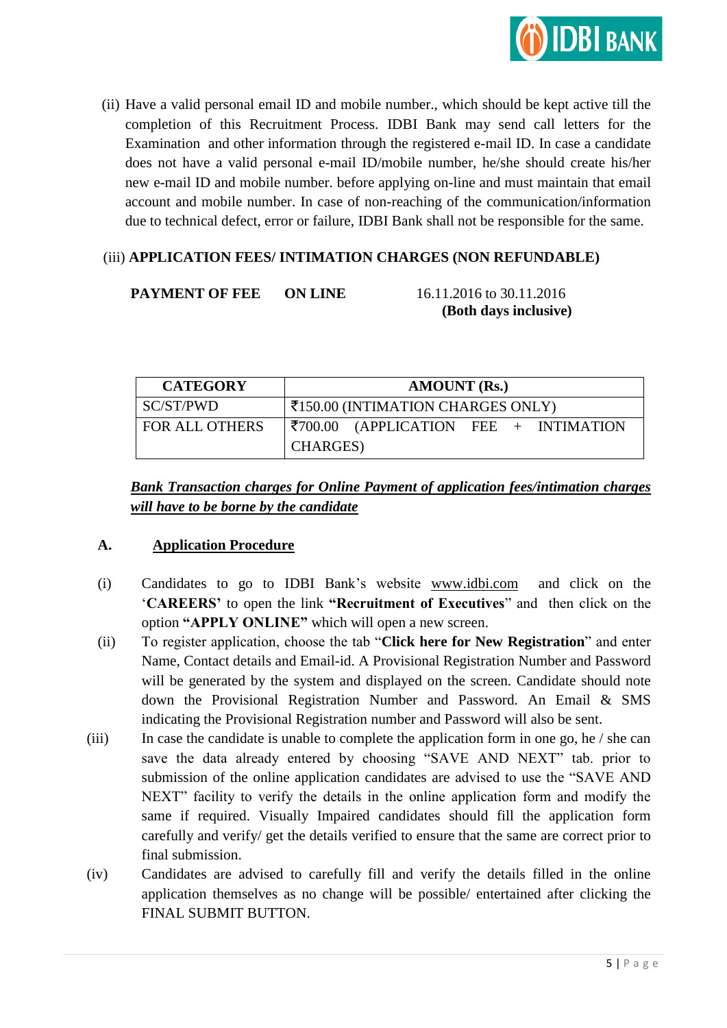(ii) Have a valid personal email ID and mobile number., which should be kept active till the completion of this Recruitment Process. IDBI Bank may send call letters for the Examination and other information through the registered e-mail ID. In case a candidate does not have a valid personal e-mail ID/mobile number, he/she should create his/her new e-mail ID and mobile number. before applying on-line and must maintain that email account and mobile number. In case of non-reaching of the communication/information due to technical defect, error or failure, IDBI Bank shall not be responsible for the same.

(iii) **APPLICATION FEES/ INTIMATION CHARGES (NON REFUNDABLE)**

**PAYMENT OF FEE** **ON LINE** 16.11.2016 to 30.11.2016 **(Both days inclusive)**

| CATEGORY | AMOUNT (Rs.) |
|---|---|
| SC/ST/PWD | ₹150.00 (INTIMATION CHARGES ONLY) |
| FOR ALL OTHERS | ₹700.00 (APPLICATION FEE + INTIMATION CHARGES) |

***Bank Transaction charges for Online Payment of application fees/intimation charges will have to be borne by the candidate***

**A. Application Procedure**

(i) Candidates to go to IDBI Bank's website www.idbi.com and click on the '**CAREERS**' to open the link **"Recruitment of Executives**" and then click on the option **"APPLY ONLINE"** which will open a new screen.

(ii) To register application, choose the tab "**Click here for New Registration**" and enter Name, Contact details and Email-id. A Provisional Registration Number and Password will be generated by the system and displayed on the screen. Candidate should note down the Provisional Registration Number and Password. An Email & SMS indicating the Provisional Registration number and Password will also be sent.

(iii) In case the candidate is unable to complete the application form in one go, he / she can save the data already entered by choosing "SAVE AND NEXT" tab. prior to submission of the online application candidates are advised to use the "SAVE AND NEXT" facility to verify the details in the online application form and modify the same if required. Visually Impaired candidates should fill the application form carefully and verify/ get the details verified to ensure that the same are correct prior to final submission.

(iv) Candidates are advised to carefully fill and verify the details filled in the online application themselves as no change will be possible/ entertained after clicking the FINAL SUBMIT BUTTON.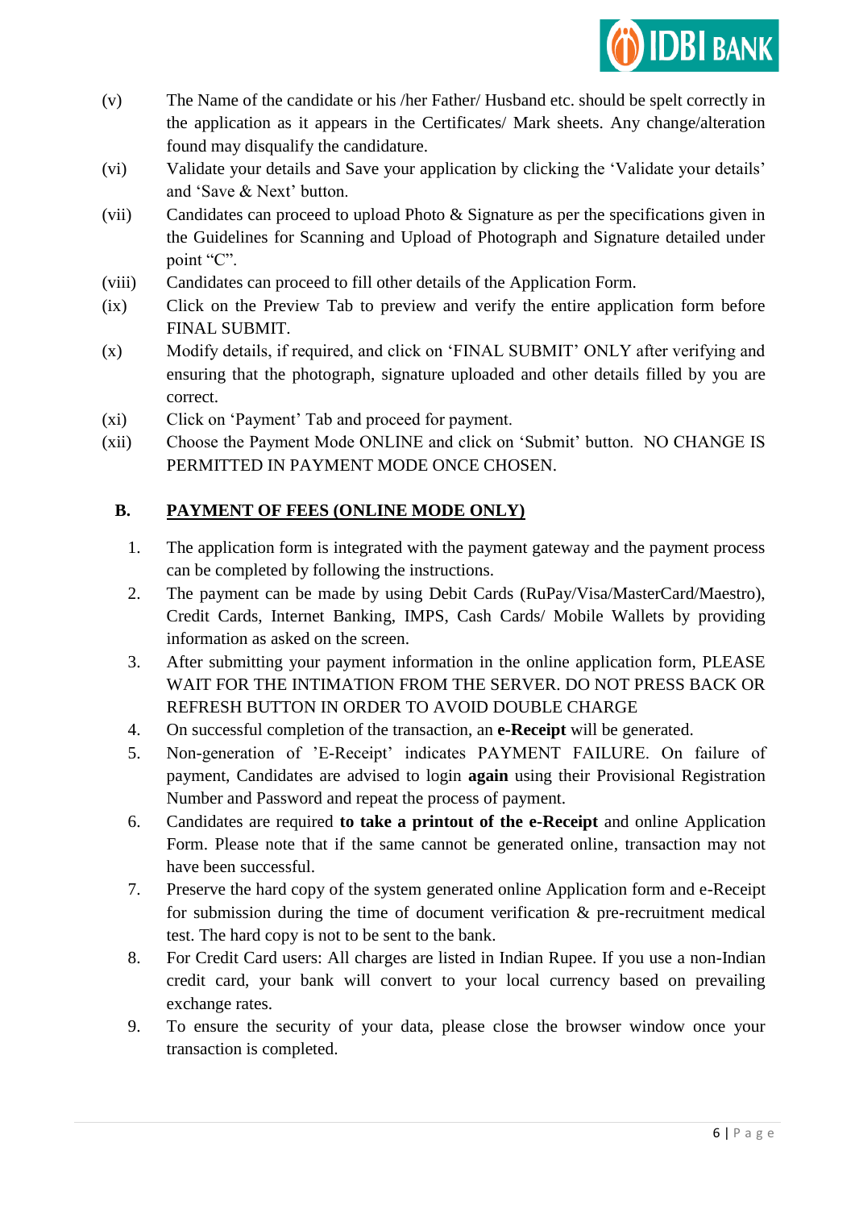(v) The Name of the candidate or his /her Father/ Husband etc. should be spelt correctly in the application as it appears in the Certificates/ Mark sheets. Any change/alteration found may disqualify the candidature.

(vi) Validate your details and Save your application by clicking the 'Validate your details' and 'Save & Next' button.

(vii) Candidates can proceed to upload Photo & Signature as per the specifications given in the Guidelines for Scanning and Upload of Photograph and Signature detailed under point "C".

(viii) Candidates can proceed to fill other details of the Application Form.

(ix) Click on the Preview Tab to preview and verify the entire application form before FINAL SUBMIT.

(x) Modify details, if required, and click on 'FINAL SUBMIT' ONLY after verifying and ensuring that the photograph, signature uploaded and other details filled by you are correct.

(xi) Click on 'Payment' Tab and proceed for payment.

(xii) Choose the Payment Mode ONLINE and click on 'Submit' button. NO CHANGE IS PERMITTED IN PAYMENT MODE ONCE CHOSEN.

## B. <u>PAYMENT OF FEES (ONLINE MODE ONLY)</u>

1. The application form is integrated with the payment gateway and the payment process can be completed by following the instructions.
2. The payment can be made by using Debit Cards (RuPay/Visa/MasterCard/Maestro), Credit Cards, Internet Banking, IMPS, Cash Cards/ Mobile Wallets by providing information as asked on the screen.
3. After submitting your payment information in the online application form, PLEASE WAIT FOR THE INTIMATION FROM THE SERVER. DO NOT PRESS BACK OR REFRESH BUTTON IN ORDER TO AVOID DOUBLE CHARGE
4. On successful completion of the transaction, an **e-Receipt** will be generated.
5. Non-generation of 'E-Receipt' indicates PAYMENT FAILURE. On failure of payment, Candidates are advised to login **again** using their Provisional Registration Number and Password and repeat the process of payment.
6. Candidates are required **to take a printout of the e-Receipt** and online Application Form. Please note that if the same cannot be generated online, transaction may not have been successful.
7. Preserve the hard copy of the system generated online Application form and e-Receipt for submission during the time of document verification & pre-recruitment medical test. The hard copy is not to be sent to the bank.
8. For Credit Card users: All charges are listed in Indian Rupee. If you use a non-Indian credit card, your bank will convert to your local currency based on prevailing exchange rates.
9. To ensure the security of your data, please close the browser window once your transaction is completed.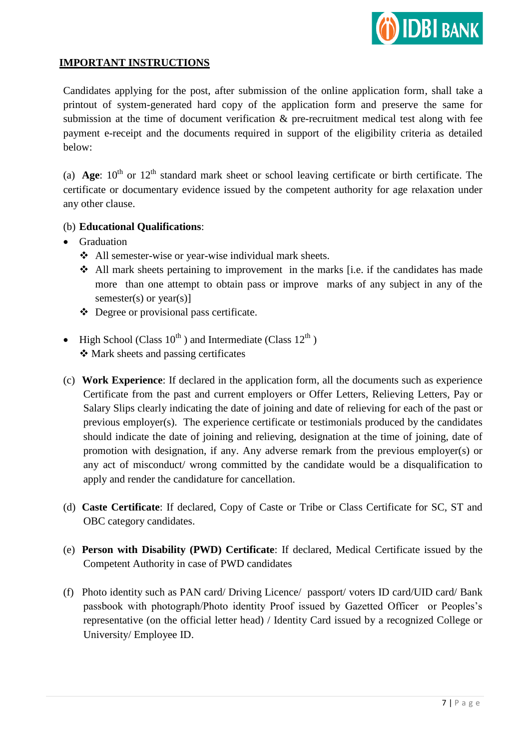## IMPORTANT INSTRUCTIONS

Candidates applying for the post, after submission of the online application form, shall take a printout of system-generated hard copy of the application form and preserve the same for submission at the time of document verification & pre-recruitment medical test along with fee payment e-receipt and the documents required in support of the eligibility criteria as detailed below:

(a) **Age**: 10th or 12th standard mark sheet or school leaving certificate or birth certificate. The certificate or documentary evidence issued by the competent authority for age relaxation under any other clause.

(b) **Educational Qualifications**:

- Graduation
  - ❖ All semester-wise or year-wise individual mark sheets.
  - ❖ All mark sheets pertaining to improvement in the marks [i.e. if the candidates has made more than one attempt to obtain pass or improve marks of any subject in any of the semester(s) or year(s)]
  - ❖ Degree or provisional pass certificate.
- High School (Class 10th ) and Intermediate (Class 12th )
  - ❖ Mark sheets and passing certificates

(c) **Work Experience**: If declared in the application form, all the documents such as experience Certificate from the past and current employers or Offer Letters, Relieving Letters, Pay or Salary Slips clearly indicating the date of joining and date of relieving for each of the past or previous employer(s). The experience certificate or testimonials produced by the candidates should indicate the date of joining and relieving, designation at the time of joining, date of promotion with designation, if any. Any adverse remark from the previous employer(s) or any act of misconduct/ wrong committed by the candidate would be a disqualification to apply and render the candidature for cancellation.

(d) **Caste Certificate**: If declared, Copy of Caste or Tribe or Class Certificate for SC, ST and OBC category candidates.

(e) **Person with Disability (PWD) Certificate**: If declared, Medical Certificate issued by the Competent Authority in case of PWD candidates

(f) Photo identity such as PAN card/ Driving Licence/ passport/ voters ID card/UID card/ Bank passbook with photograph/Photo identity Proof issued by Gazetted Officer or Peoples's representative (on the official letter head) / Identity Card issued by a recognized College or University/ Employee ID.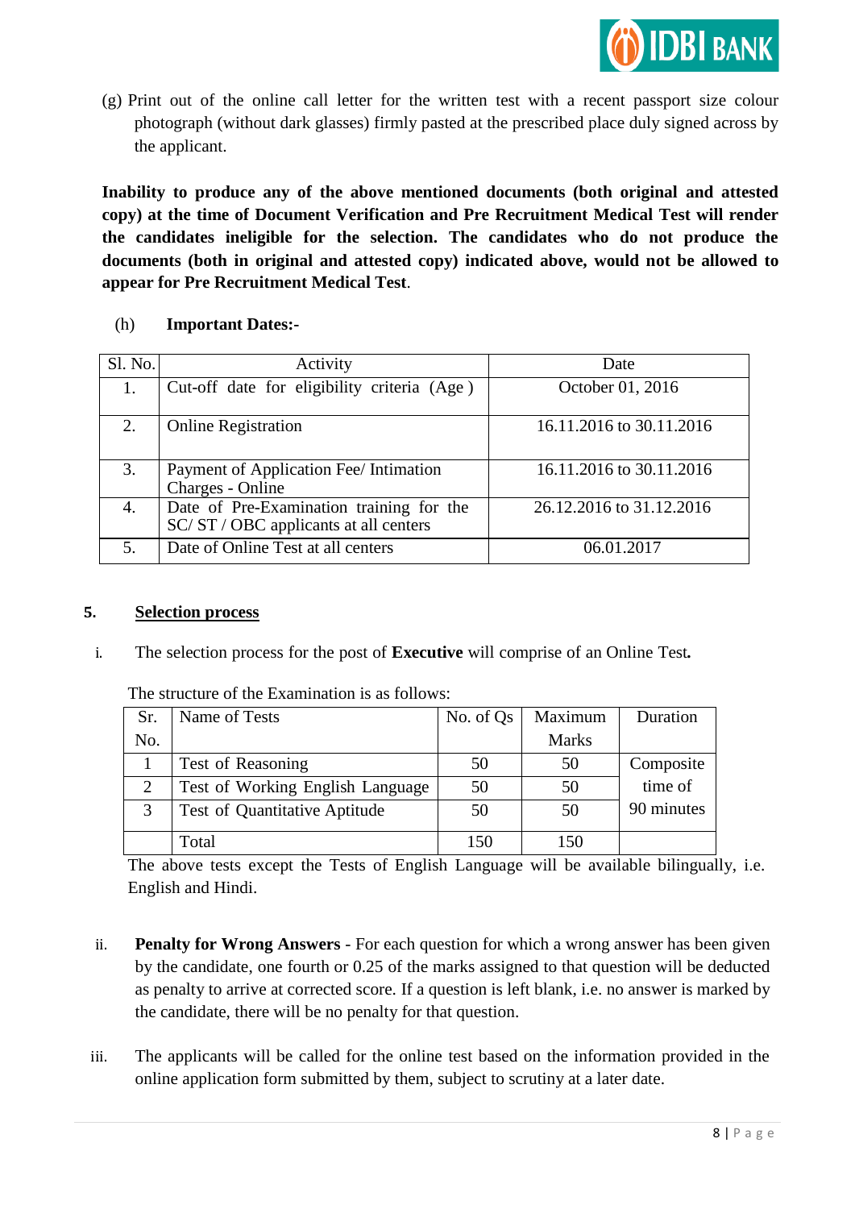(g) Print out of the online call letter for the written test with a recent passport size colour photograph (without dark glasses) firmly pasted at the prescribed place duly signed across by the applicant.

**Inability to produce any of the above mentioned documents (both original and attested copy) at the time of Document Verification and Pre Recruitment Medical Test will render the candidates ineligible for the selection. The candidates who do not produce the documents (both in original and attested copy) indicated above, would not be allowed to appear for Pre Recruitment Medical Test**.

(h) **Important Dates:-**

| Sl. No. | Activity | Date |
|---|---|---|
| 1. | Cut-off date for eligibility criteria (Age) | October 01, 2016 |
| 2. | Online Registration | 16.11.2016 to 30.11.2016 |
| 3. | Payment of Application Fee/ Intimation Charges - Online | 16.11.2016 to 30.11.2016 |
| 4. | Date of Pre-Examination training for the SC/ ST / OBC applicants at all centers | 26.12.2016 to 31.12.2016 |
| 5. | Date of Online Test at all centers | 06.01.2017 |

## 5. Selection process

i. The selection process for the post of **Executive** will comprise of an Online Test**.**

The structure of the Examination is as follows:

| Sr. No. | Name of Tests | No. of Qs | Maximum Marks | Duration |
|---|---|---|---|---|
| 1 | Test of Reasoning | 50 | 50 | Composite time of 90 minutes |
| 2 | Test of Working English Language | 50 | 50 | |
| 3 | Test of Quantitative Aptitude | 50 | 50 | |
| | Total | 150 | 150 | |

The above tests except the Tests of English Language will be available bilingually, i.e. English and Hindi.

ii. **Penalty for Wrong Answers** - For each question for which a wrong answer has been given by the candidate, one fourth or 0.25 of the marks assigned to that question will be deducted as penalty to arrive at corrected score. If a question is left blank, i.e. no answer is marked by the candidate, there will be no penalty for that question.

iii. The applicants will be called for the online test based on the information provided in the online application form submitted by them, subject to scrutiny at a later date.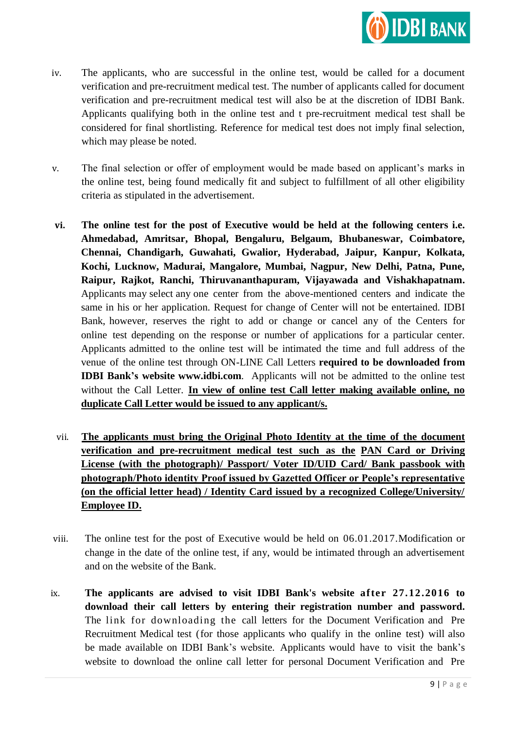iv. The applicants, who are successful in the online test, would be called for a document verification and pre-recruitment medical test. The number of applicants called for document verification and pre-recruitment medical test will also be at the discretion of IDBI Bank. Applicants qualifying both in the online test and t pre-recruitment medical test shall be considered for final shortlisting. Reference for medical test does not imply final selection, which may please be noted.

v. The final selection or offer of employment would be made based on applicant's marks in the online test, being found medically fit and subject to fulfillment of all other eligibility criteria as stipulated in the advertisement.

**vi. The online test for the post of Executive would be held at the following centers i.e. Ahmedabad, Amritsar, Bhopal, Bengaluru, Belgaum, Bhubaneswar, Coimbatore, Chennai, Chandigarh, Guwahati, Gwalior, Hyderabad, Jaipur, Kanpur, Kolkata, Kochi, Lucknow, Madurai, Mangalore, Mumbai, Nagpur, New Delhi, Patna, Pune, Raipur, Rajkot, Ranchi, Thiruvananthapuram, Vijayawada and Vishakhapatnam.** Applicants may select any one center from the above-mentioned centers and indicate the same in his or her application. Request for change of Center will not be entertained. IDBI Bank, however, reserves the right to add or change or cancel any of the Centers for online test depending on the response or number of applications for a particular center. Applicants admitted to the online test will be intimated the time and full address of the venue of the online test through ON-LINE Call Letters **required to be downloaded from IDBI Bank's website www.idbi.com**. Applicants will not be admitted to the online test without the Call Letter. **In view of online test Call letter making available online, no duplicate Call Letter would be issued to any applicant/s.**

vii. **The applicants must bring the Original Photo Identity at the time of the document verification and pre-recruitment medical test such as the PAN Card or Driving License (with the photograph)/ Passport/ Voter ID/UID Card/ Bank passbook with photograph/Photo identity Proof issued by Gazetted Officer or People's representative (on the official letter head) / Identity Card issued by a recognized College/University/ Employee ID.**

viii. The online test for the post of Executive would be held on 06.01.2017.Modification or change in the date of the online test, if any, would be intimated through an advertisement and on the website of the Bank.

ix. **The applicants are advised to visit IDBI Bank's website after 27.12.2016 to download their call letters by entering their registration number and password.** The link for downloading the call letters for the Document Verification and Pre Recruitment Medical test (for those applicants who qualify in the online test) will also be made available on IDBI Bank's website. Applicants would have to visit the bank's website to download the online call letter for personal Document Verification and Pre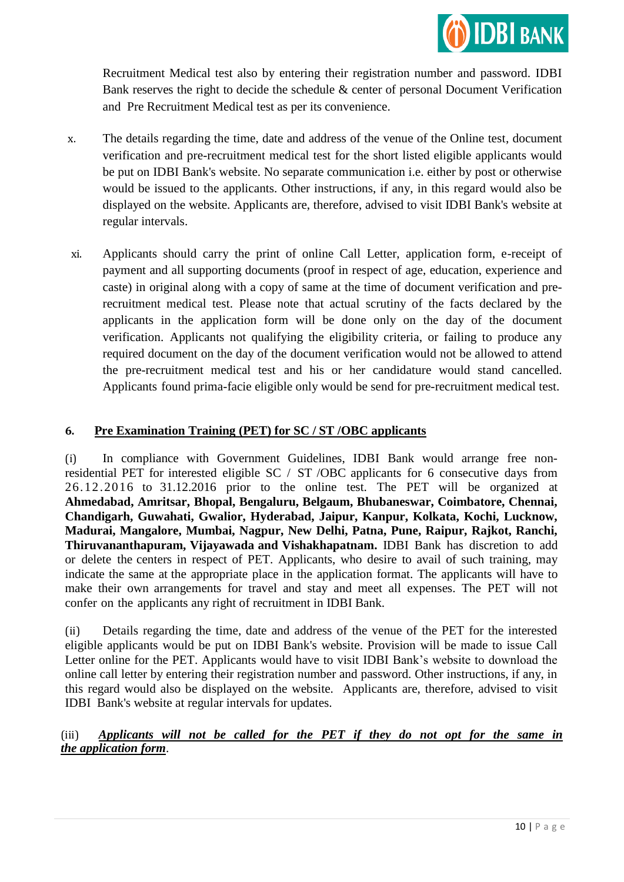Recruitment Medical test also by entering their registration number and password. IDBI Bank reserves the right to decide the schedule & center of personal Document Verification and Pre Recruitment Medical test as per its convenience.

x. The details regarding the time, date and address of the venue of the Online test, document verification and pre-recruitment medical test for the short listed eligible applicants would be put on IDBI Bank's website. No separate communication i.e. either by post or otherwise would be issued to the applicants. Other instructions, if any, in this regard would also be displayed on the website. Applicants are, therefore, advised to visit IDBI Bank's website at regular intervals.

xi. Applicants should carry the print of online Call Letter, application form, e-receipt of payment and all supporting documents (proof in respect of age, education, experience and caste) in original along with a copy of same at the time of document verification and pre-recruitment medical test. Please note that actual scrutiny of the facts declared by the applicants in the application form will be done only on the day of the document verification. Applicants not qualifying the eligibility criteria, or failing to produce any required document on the day of the document verification would not be allowed to attend the pre-recruitment medical test and his or her candidature would stand cancelled. Applicants found prima-facie eligible only would be send for pre-recruitment medical test.

## 6. Pre Examination Training (PET) for SC / ST /OBC applicants

(i) In compliance with Government Guidelines, IDBI Bank would arrange free non-residential PET for interested eligible SC / ST /OBC applicants for 6 consecutive days from 26.12.2016 to 31.12.2016 prior to the online test. The PET will be organized at **Ahmedabad, Amritsar, Bhopal, Bengaluru, Belgaum, Bhubaneswar, Coimbatore, Chennai, Chandigarh, Guwahati, Gwalior, Hyderabad, Jaipur, Kanpur, Kolkata, Kochi, Lucknow, Madurai, Mangalore, Mumbai, Nagpur, New Delhi, Patna, Pune, Raipur, Rajkot, Ranchi, Thiruvananthapuram, Vijayawada and Vishakhapatnam.** IDBI Bank has discretion to add or delete the centers in respect of PET. Applicants, who desire to avail of such training, may indicate the same at the appropriate place in the application format. The applicants will have to make their own arrangements for travel and stay and meet all expenses. The PET will not confer on the applicants any right of recruitment in IDBI Bank.

(ii) Details regarding the time, date and address of the venue of the PET for the interested eligible applicants would be put on IDBI Bank's website. Provision will be made to issue Call Letter online for the PET. Applicants would have to visit IDBI Bank's website to download the online call letter by entering their registration number and password. Other instructions, if any, in this regard would also be displayed on the website. Applicants are, therefore, advised to visit IDBI Bank's website at regular intervals for updates.

(iii) ***Applicants will not be called for the PET if they do not opt for the same in the application form***.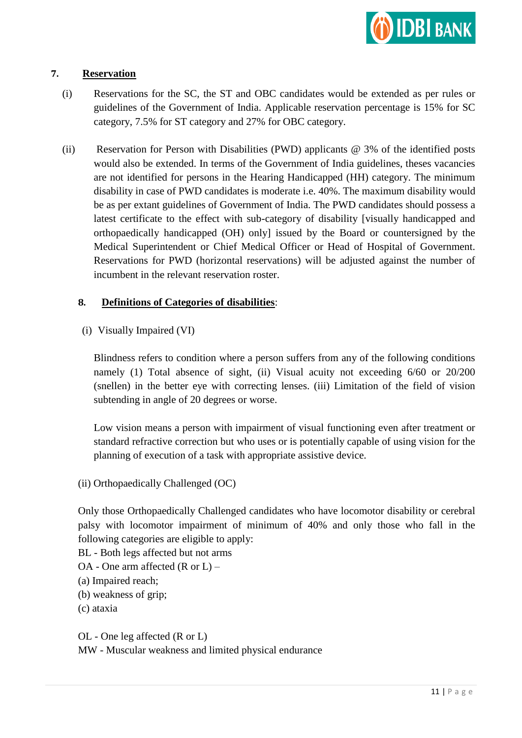## 7. Reservation

(i) Reservations for the SC, the ST and OBC candidates would be extended as per rules or guidelines of the Government of India. Applicable reservation percentage is 15% for SC category, 7.5% for ST category and 27% for OBC category.

(ii) Reservation for Person with Disabilities (PWD) applicants @ 3% of the identified posts would also be extended. In terms of the Government of India guidelines, theses vacancies are not identified for persons in the Hearing Handicapped (HH) category. The minimum disability in case of PWD candidates is moderate i.e. 40%. The maximum disability would be as per extant guidelines of Government of India. The PWD candidates should possess a latest certificate to the effect with sub-category of disability [visually handicapped and orthopaedically handicapped (OH) only] issued by the Board or countersigned by the Medical Superintendent or Chief Medical Officer or Head of Hospital of Government. Reservations for PWD (horizontal reservations) will be adjusted against the number of incumbent in the relevant reservation roster.

### 8. Definitions of Categories of disabilities:

(i) Visually Impaired (VI)

Blindness refers to condition where a person suffers from any of the following conditions namely (1) Total absence of sight, (ii) Visual acuity not exceeding 6/60 or 20/200 (snellen) in the better eye with correcting lenses. (iii) Limitation of the field of vision subtending in angle of 20 degrees or worse.

Low vision means a person with impairment of visual functioning even after treatment or standard refractive correction but who uses or is potentially capable of using vision for the planning of execution of a task with appropriate assistive device.

(ii) Orthopaedically Challenged (OC)

Only those Orthopaedically Challenged candidates who have locomotor disability or cerebral palsy with locomotor impairment of minimum of 40% and only those who fall in the following categories are eligible to apply:

BL - Both legs affected but not arms

OA - One arm affected (R or L) –

(a) Impaired reach;

(b) weakness of grip;

(c) ataxia

OL - One leg affected (R or L)

MW - Muscular weakness and limited physical endurance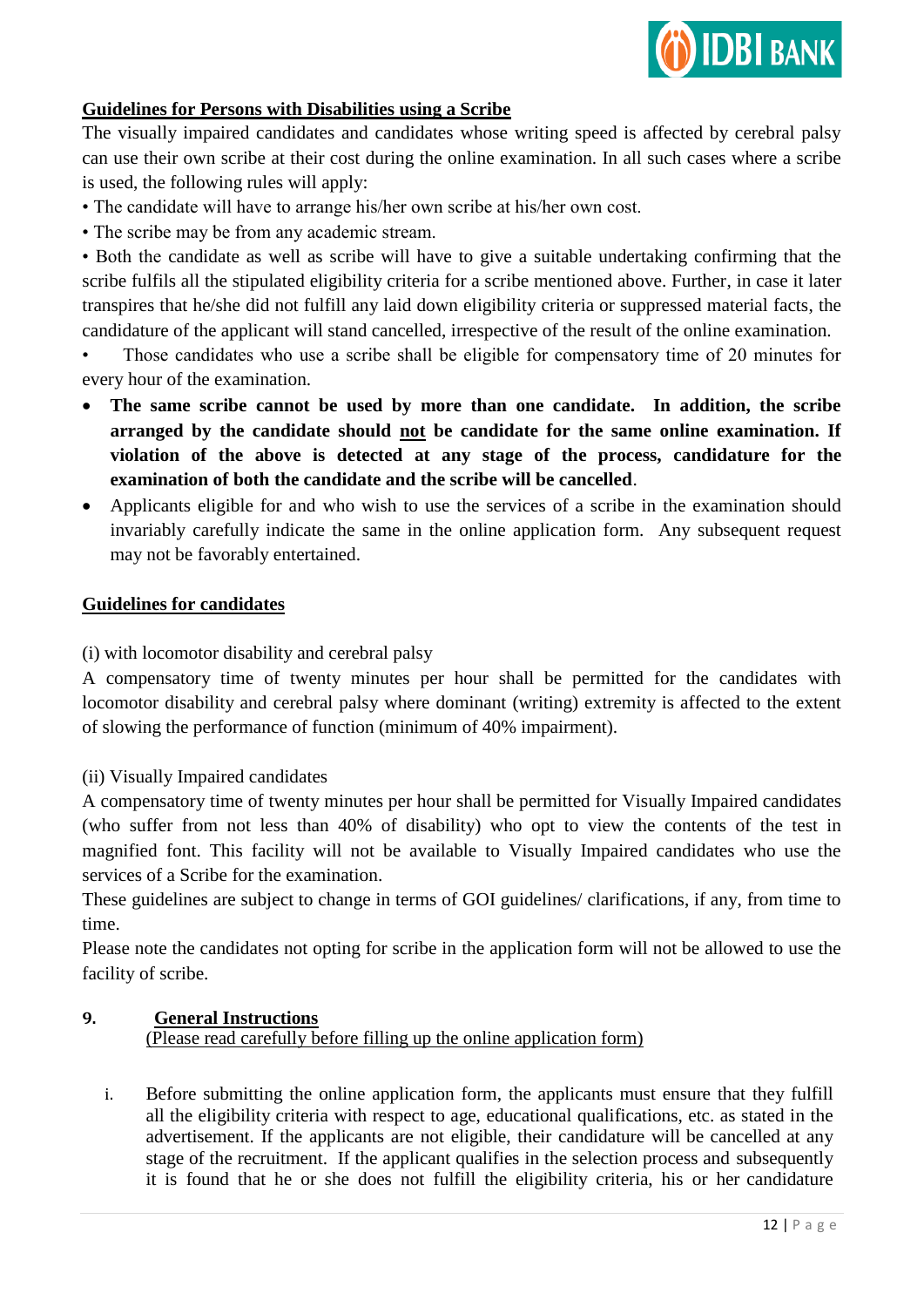**Guidelines for Persons with Disabilities using a Scribe**

The visually impaired candidates and candidates whose writing speed is affected by cerebral palsy can use their own scribe at their cost during the online examination. In all such cases where a scribe is used, the following rules will apply:

- The candidate will have to arrange his/her own scribe at his/her own cost.
- The scribe may be from any academic stream.
- Both the candidate as well as scribe will have to give a suitable undertaking confirming that the scribe fulfils all the stipulated eligibility criteria for a scribe mentioned above. Further, in case it later transpires that he/she did not fulfill any laid down eligibility criteria or suppressed material facts, the candidature of the applicant will stand cancelled, irrespective of the result of the online examination.
- Those candidates who use a scribe shall be eligible for compensatory time of 20 minutes for every hour of the examination.
- **The same scribe cannot be used by more than one candidate. In addition, the scribe arranged by the candidate should <u>not</u> be candidate for the same online examination. If violation of the above is detected at any stage of the process, candidature for the examination of both the candidate and the scribe will be cancelled**.
- Applicants eligible for and who wish to use the services of a scribe in the examination should invariably carefully indicate the same in the online application form. Any subsequent request may not be favorably entertained.

**Guidelines for candidates**

(i) with locomotor disability and cerebral palsy

A compensatory time of twenty minutes per hour shall be permitted for the candidates with locomotor disability and cerebral palsy where dominant (writing) extremity is affected to the extent of slowing the performance of function (minimum of 40% impairment).

(ii) Visually Impaired candidates

A compensatory time of twenty minutes per hour shall be permitted for Visually Impaired candidates (who suffer from not less than 40% of disability) who opt to view the contents of the test in magnified font. This facility will not be available to Visually Impaired candidates who use the services of a Scribe for the examination.

These guidelines are subject to change in terms of GOI guidelines/ clarifications, if any, from time to time.

Please note the candidates not opting for scribe in the application form will not be allowed to use the facility of scribe.

## 9. General Instructions

(Please read carefully before filling up the online application form)

i. Before submitting the online application form, the applicants must ensure that they fulfill all the eligibility criteria with respect to age, educational qualifications, etc. as stated in the advertisement. If the applicants are not eligible, their candidature will be cancelled at any stage of the recruitment. If the applicant qualifies in the selection process and subsequently it is found that he or she does not fulfill the eligibility criteria, his or her candidature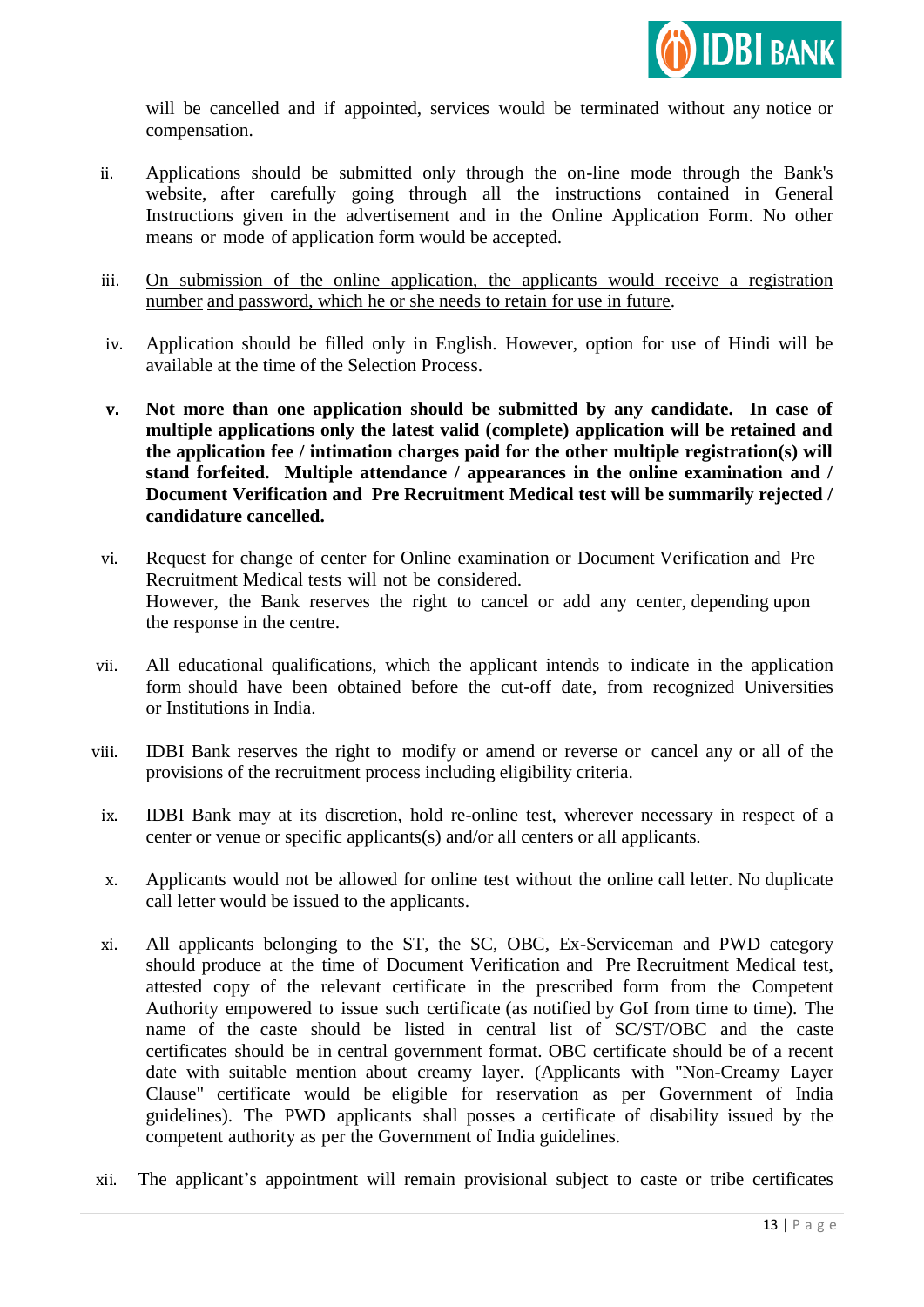will be cancelled and if appointed, services would be terminated without any notice or compensation.

ii. Applications should be submitted only through the on-line mode through the Bank's website, after carefully going through all the instructions contained in General Instructions given in the advertisement and in the Online Application Form. No other means or mode of application form would be accepted.

iii. <u>On submission of the online application, the applicants would receive a registration number</u> <u>and password, which he or she needs to retain for use in future</u>.

iv. Application should be filled only in English. However, option for use of Hindi will be available at the time of the Selection Process.

**v. Not more than one application should be submitted by any candidate. In case of multiple applications only the latest valid (complete) application will be retained and the application fee / intimation charges paid for the other multiple registration(s) will stand forfeited. Multiple attendance / appearances in the online examination and / Document Verification and Pre Recruitment Medical test will be summarily rejected / candidature cancelled.**

vi. Request for change of center for Online examination or Document Verification and Pre Recruitment Medical tests will not be considered.
However, the Bank reserves the right to cancel or add any center, depending upon the response in the centre.

vii. All educational qualifications, which the applicant intends to indicate in the application form should have been obtained before the cut-off date, from recognized Universities or Institutions in India.

viii. IDBI Bank reserves the right to modify or amend or reverse or cancel any or all of the provisions of the recruitment process including eligibility criteria.

ix. IDBI Bank may at its discretion, hold re-online test, wherever necessary in respect of a center or venue or specific applicants(s) and/or all centers or all applicants.

x. Applicants would not be allowed for online test without the online call letter. No duplicate call letter would be issued to the applicants.

xi. All applicants belonging to the ST, the SC, OBC, Ex-Serviceman and PWD category should produce at the time of Document Verification and Pre Recruitment Medical test, attested copy of the relevant certificate in the prescribed form from the Competent Authority empowered to issue such certificate (as notified by GoI from time to time). The name of the caste should be listed in central list of SC/ST/OBC and the caste certificates should be in central government format. OBC certificate should be of a recent date with suitable mention about creamy layer. (Applicants with "Non-Creamy Layer Clause" certificate would be eligible for reservation as per Government of India guidelines). The PWD applicants shall posses a certificate of disability issued by the competent authority as per the Government of India guidelines.

xii. The applicant's appointment will remain provisional subject to caste or tribe certificates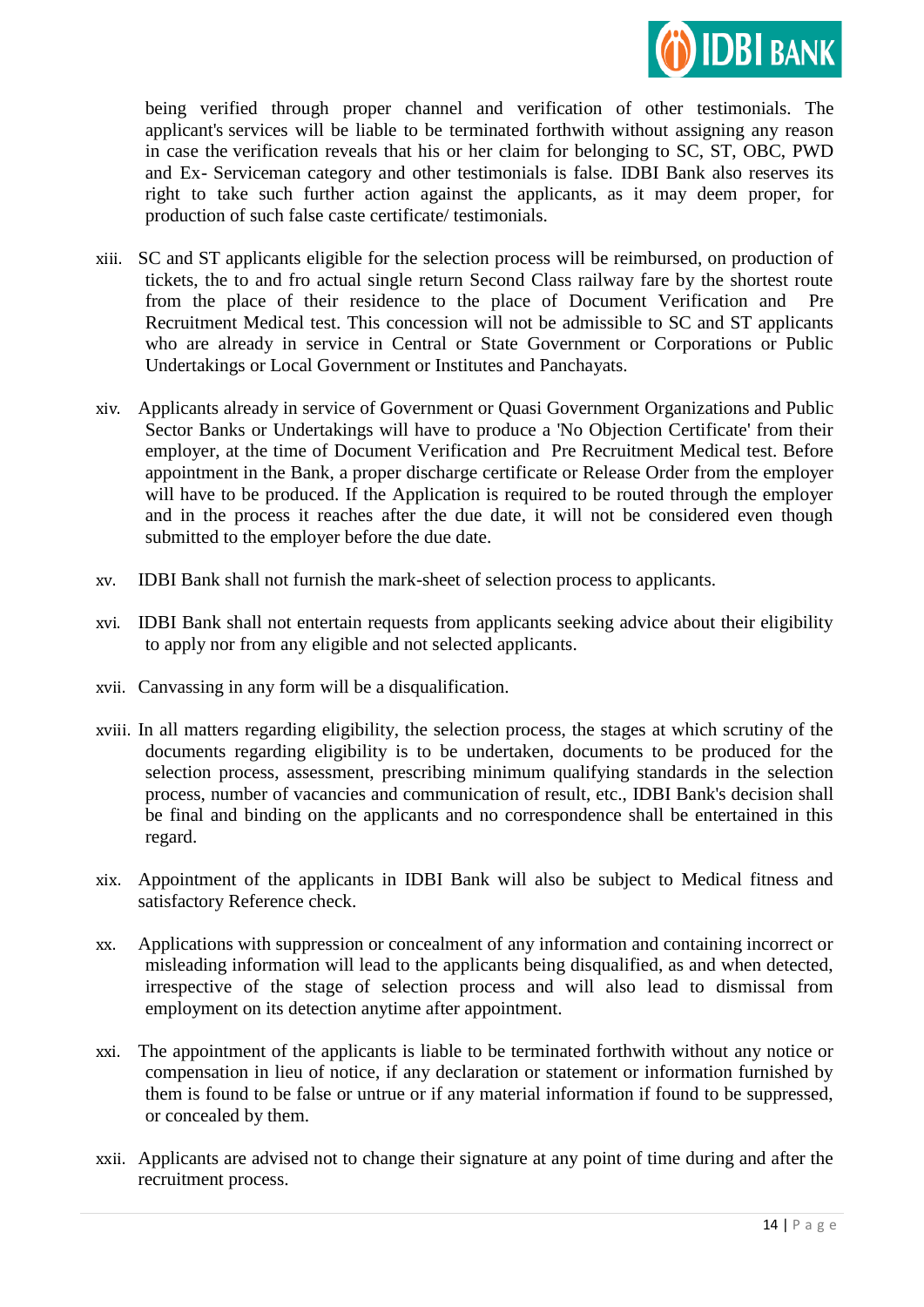being verified through proper channel and verification of other testimonials. The applicant's services will be liable to be terminated forthwith without assigning any reason in case the verification reveals that his or her claim for belonging to SC, ST, OBC, PWD and Ex- Serviceman category and other testimonials is false. IDBI Bank also reserves its right to take such further action against the applicants, as it may deem proper, for production of such false caste certificate/ testimonials.

xiii. SC and ST applicants eligible for the selection process will be reimbursed, on production of tickets, the to and fro actual single return Second Class railway fare by the shortest route from the place of their residence to the place of Document Verification and Pre Recruitment Medical test. This concession will not be admissible to SC and ST applicants who are already in service in Central or State Government or Corporations or Public Undertakings or Local Government or Institutes and Panchayats.

xiv. Applicants already in service of Government or Quasi Government Organizations and Public Sector Banks or Undertakings will have to produce a 'No Objection Certificate' from their employer, at the time of Document Verification and Pre Recruitment Medical test. Before appointment in the Bank, a proper discharge certificate or Release Order from the employer will have to be produced. If the Application is required to be routed through the employer and in the process it reaches after the due date, it will not be considered even though submitted to the employer before the due date.

xv. IDBI Bank shall not furnish the mark-sheet of selection process to applicants.

xvi. IDBI Bank shall not entertain requests from applicants seeking advice about their eligibility to apply nor from any eligible and not selected applicants.

xvii. Canvassing in any form will be a disqualification.

xviii. In all matters regarding eligibility, the selection process, the stages at which scrutiny of the documents regarding eligibility is to be undertaken, documents to be produced for the selection process, assessment, prescribing minimum qualifying standards in the selection process, number of vacancies and communication of result, etc., IDBI Bank's decision shall be final and binding on the applicants and no correspondence shall be entertained in this regard.

xix. Appointment of the applicants in IDBI Bank will also be subject to Medical fitness and satisfactory Reference check.

xx. Applications with suppression or concealment of any information and containing incorrect or misleading information will lead to the applicants being disqualified, as and when detected, irrespective of the stage of selection process and will also lead to dismissal from employment on its detection anytime after appointment.

xxi. The appointment of the applicants is liable to be terminated forthwith without any notice or compensation in lieu of notice, if any declaration or statement or information furnished by them is found to be false or untrue or if any material information if found to be suppressed, or concealed by them.

xxii. Applicants are advised not to change their signature at any point of time during and after the recruitment process.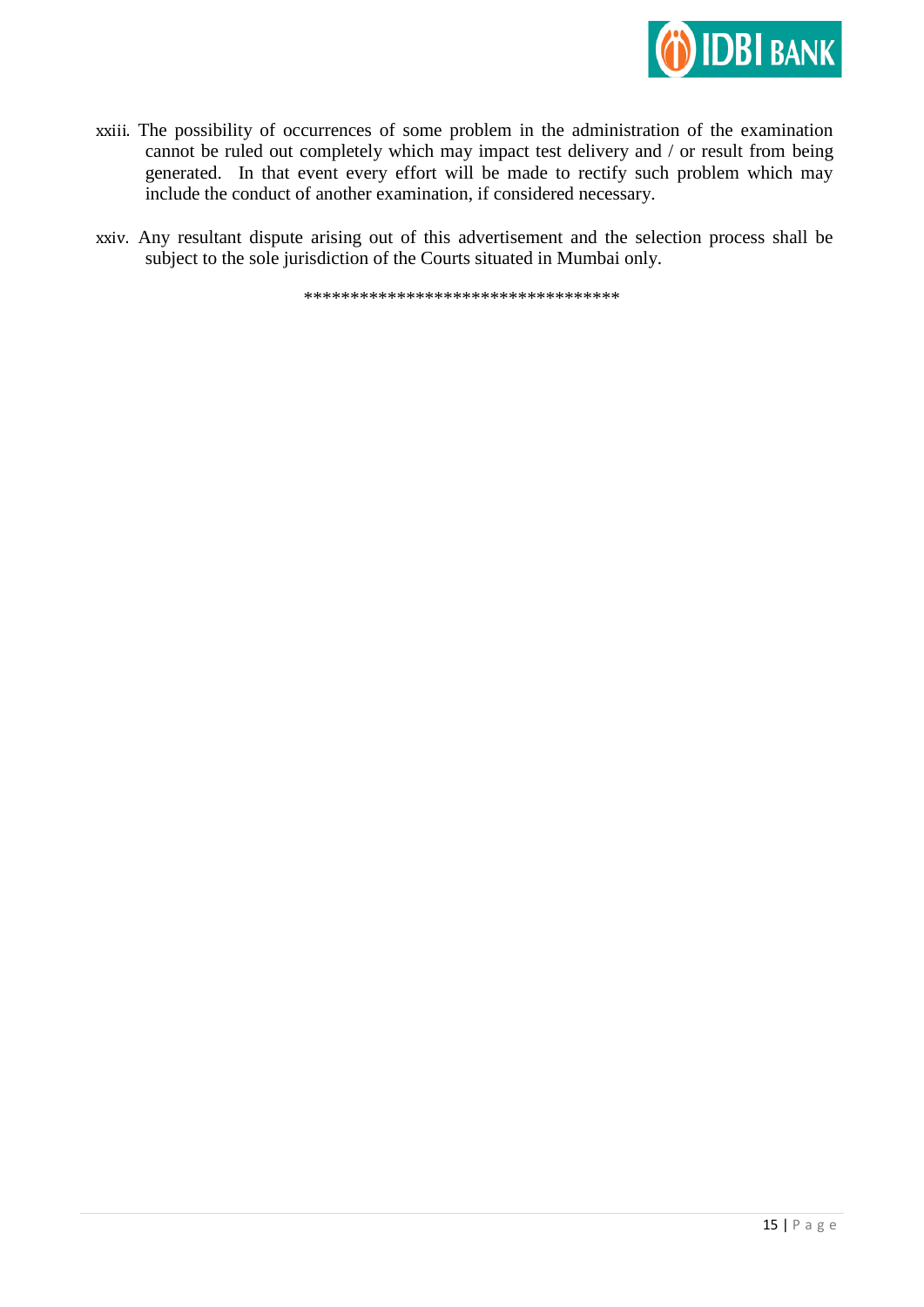xxiii. The possibility of occurrences of some problem in the administration of the examination cannot be ruled out completely which may impact test delivery and / or result from being generated. In that event every effort will be made to rectify such problem which may include the conduct of another examination, if considered necessary.

xxiv. Any resultant dispute arising out of this advertisement and the selection process shall be subject to the sole jurisdiction of the Courts situated in Mumbai only.

**********************************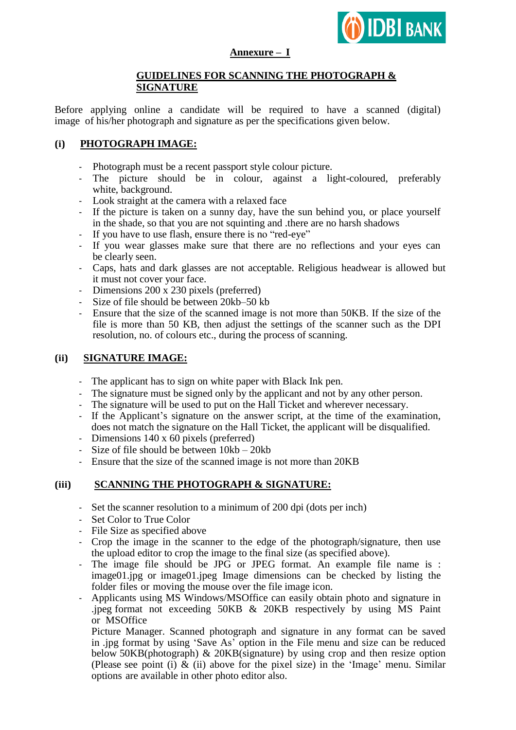## Annexure – I

## GUIDELINES FOR SCANNING THE PHOTOGRAPH & SIGNATURE

Before applying online a candidate will be required to have a scanned (digital) image of his/her photograph and signature as per the specifications given below.

### (i) PHOTOGRAPH IMAGE:

- Photograph must be a recent passport style colour picture.
- The picture should be in colour, against a light-coloured, preferably white, background.
- Look straight at the camera with a relaxed face
- If the picture is taken on a sunny day, have the sun behind you, or place yourself in the shade, so that you are not squinting and .there are no harsh shadows
- If you have to use flash, ensure there is no "red-eye"
- If you wear glasses make sure that there are no reflections and your eyes can be clearly seen.
- Caps, hats and dark glasses are not acceptable. Religious headwear is allowed but it must not cover your face.
- Dimensions 200 x 230 pixels (preferred)
- Size of file should be between 20kb–50 kb
- Ensure that the size of the scanned image is not more than 50KB. If the size of the file is more than 50 KB, then adjust the settings of the scanner such as the DPI resolution, no. of colours etc., during the process of scanning.

### (ii) SIGNATURE IMAGE:

- The applicant has to sign on white paper with Black Ink pen.
- The signature must be signed only by the applicant and not by any other person.
- The signature will be used to put on the Hall Ticket and wherever necessary.
- If the Applicant's signature on the answer script, at the time of the examination, does not match the signature on the Hall Ticket, the applicant will be disqualified.
- Dimensions 140 x 60 pixels (preferred)
- Size of file should be between 10kb – 20kb
- Ensure that the size of the scanned image is not more than 20KB

### (iii) SCANNING THE PHOTOGRAPH & SIGNATURE:

- Set the scanner resolution to a minimum of 200 dpi (dots per inch)
- Set Color to True Color
- File Size as specified above
- Crop the image in the scanner to the edge of the photograph/signature, then use the upload editor to crop the image to the final size (as specified above).
- The image file should be JPG or JPEG format. An example file name is : image01.jpg or image01.jpeg Image dimensions can be checked by listing the folder files or moving the mouse over the file image icon.
- Applicants using MS Windows/MSOffice can easily obtain photo and signature in .jpeg format not exceeding 50KB & 20KB respectively by using MS Paint or MSOffice

  Picture Manager. Scanned photograph and signature in any format can be saved in .jpg format by using 'Save As' option in the File menu and size can be reduced below 50KB(photograph) & 20KB(signature) by using crop and then resize option (Please see point (i) & (ii) above for the pixel size) in the 'Image' menu. Similar options are available in other photo editor also.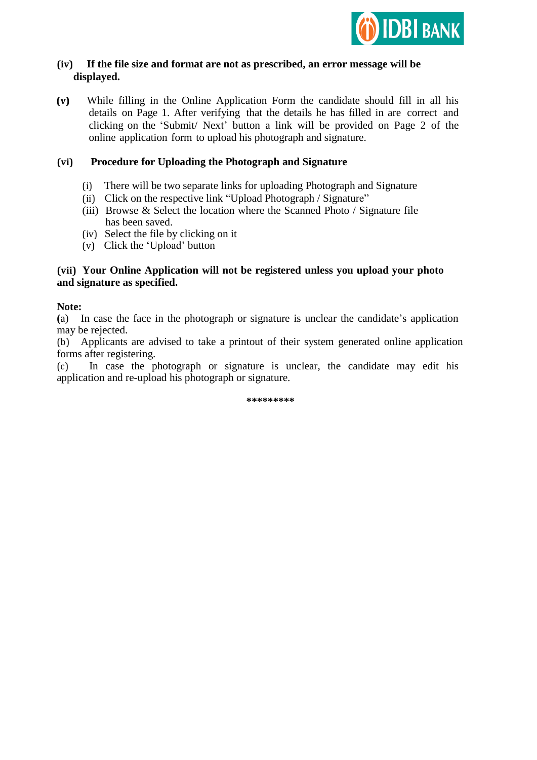**(iv) If the file size and format are not as prescribed, an error message will be displayed.**

**(v)** While filling in the Online Application Form the candidate should fill in all his details on Page 1. After verifying that the details he has filled in are correct and clicking on the 'Submit/ Next' button a link will be provided on Page 2 of the online application form to upload his photograph and signature.

**(vi) Procedure for Uploading the Photograph and Signature**

(i) There will be two separate links for uploading Photograph and Signature
(ii) Click on the respective link "Upload Photograph / Signature"
(iii) Browse & Select the location where the Scanned Photo / Signature file has been saved.
(iv) Select the file by clicking on it
(v) Click the 'Upload' button

**(vii) Your Online Application will not be registered unless you upload your photo and signature as specified.**

**Note:**
**(**a) In case the face in the photograph or signature is unclear the candidate's application may be rejected.
(b) Applicants are advised to take a printout of their system generated online application forms after registering.
(c) In case the photograph or signature is unclear, the candidate may edit his application and re-upload his photograph or signature.

*********